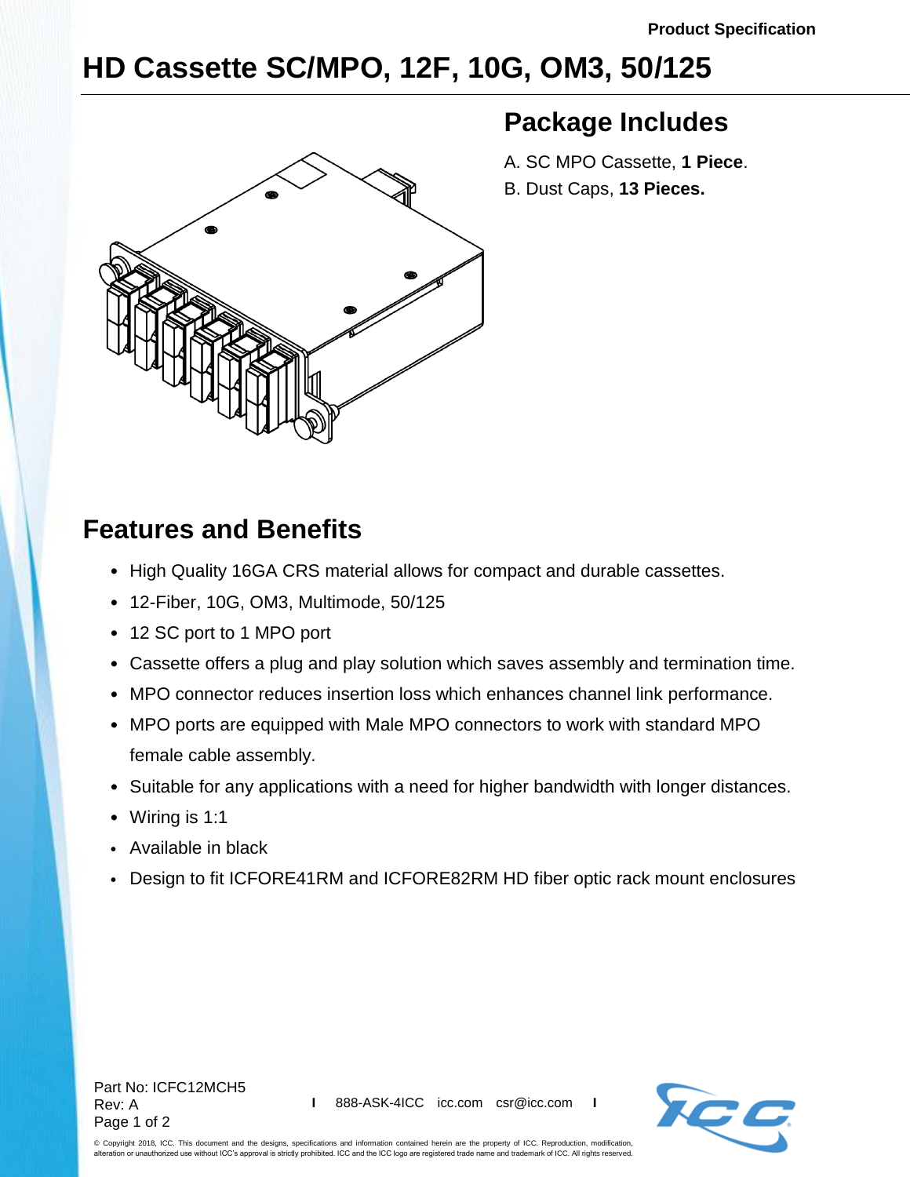# HD Cassette SC/MPO, 12F, 10G, OM3, 50/125

## Package Includes

A. SC MPO Cassette, **1 Piece**.

B. Dust Caps, **13 Pieces.**

## Features and Benefits

- High Quality 16GA CRS material allows for compact and durable cassettes.
- 12-Fiber, 10G, OM3, Multimode, 50/125
- 12 SC port to 1 MPO port
- Cassette offers a plug and play solution which saves assembly and termination time.
- MPO connector reduces insertion loss which enhances channel link performance.
- MPO ports are equipped with Male MPO connectors to work with standard MPO female cable assembly.
- Suitable for any applications with a need for higher bandwidth with longer distances.
- Wiring is 1:1
- Available in black
- Design to fit ICFORE41RM and ICFORE82RM HD fiber optic rack mount enclosures

Part No: ICFC12MCH5
Rev: A

888-ASK-4ICC icc.com csr@icc.com

© Copyright 2018, ICC. This document and the designs, specifications and information contained herein are the property of ICC. Reproduction, modification, alteration or unauthorized use without ICC's approval is strictly prohibited. ICC and the ICC logo are registered trade name and trademark of ICC. All rights reserved.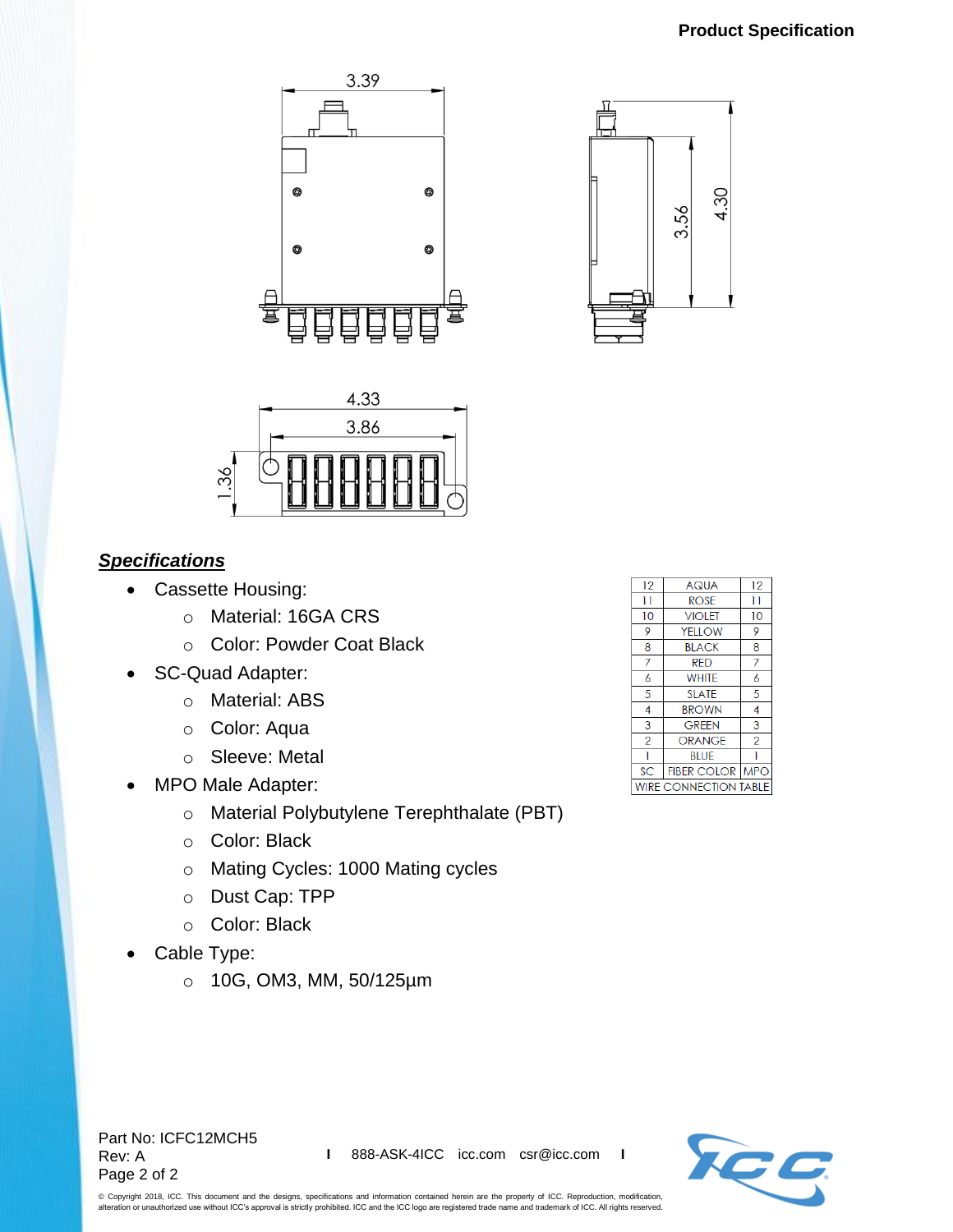**Product Specification**

3.39

3.56

4.30

4.33

3.86

1.36

## *Specifications*

- Cassette Housing:
  - Material: 16GA CRS
  - Color: Powder Coat Black
- SC-Quad Adapter:
  - Material: ABS
  - Color: Aqua
  - Sleeve: Metal
- MPO Male Adapter:
  - Material Polybutylene Terephthalate (PBT)
  - Color: Black
  - Mating Cycles: 1000 Mating cycles
  - Dust Cap: TPP
  - Color: Black
- Cable Type:
  - 10G, OM3, MM, 50/125µm

| SC | FIBER COLOR | MPO |
|---|---|---|
| 12 | AQUA | 12 |
| 11 | ROSE | 11 |
| 10 | VIOLET | 10 |
| 9 | YELLOW | 9 |
| 8 | BLACK | 8 |
| 7 | RED | 7 |
| 6 | WHITE | 6 |
| 5 | SLATE | 5 |
| 4 | BROWN | 4 |
| 3 | GREEN | 3 |
| 2 | ORANGE | 2 |
| 1 | BLUE | 1 |

WIRE CONNECTION TABLE

Part No: ICFC12MCH5
Rev: A

888-ASK-4ICC icc.com csr@icc.com

© Copyright 2018, ICC. This document and the designs, specifications and information contained herein are the property of ICC. Reproduction, modification, alteration or unauthorized use without ICC's approval is strictly prohibited. ICC and the ICC logo are registered trade name and trademark of ICC. All rights reserved.